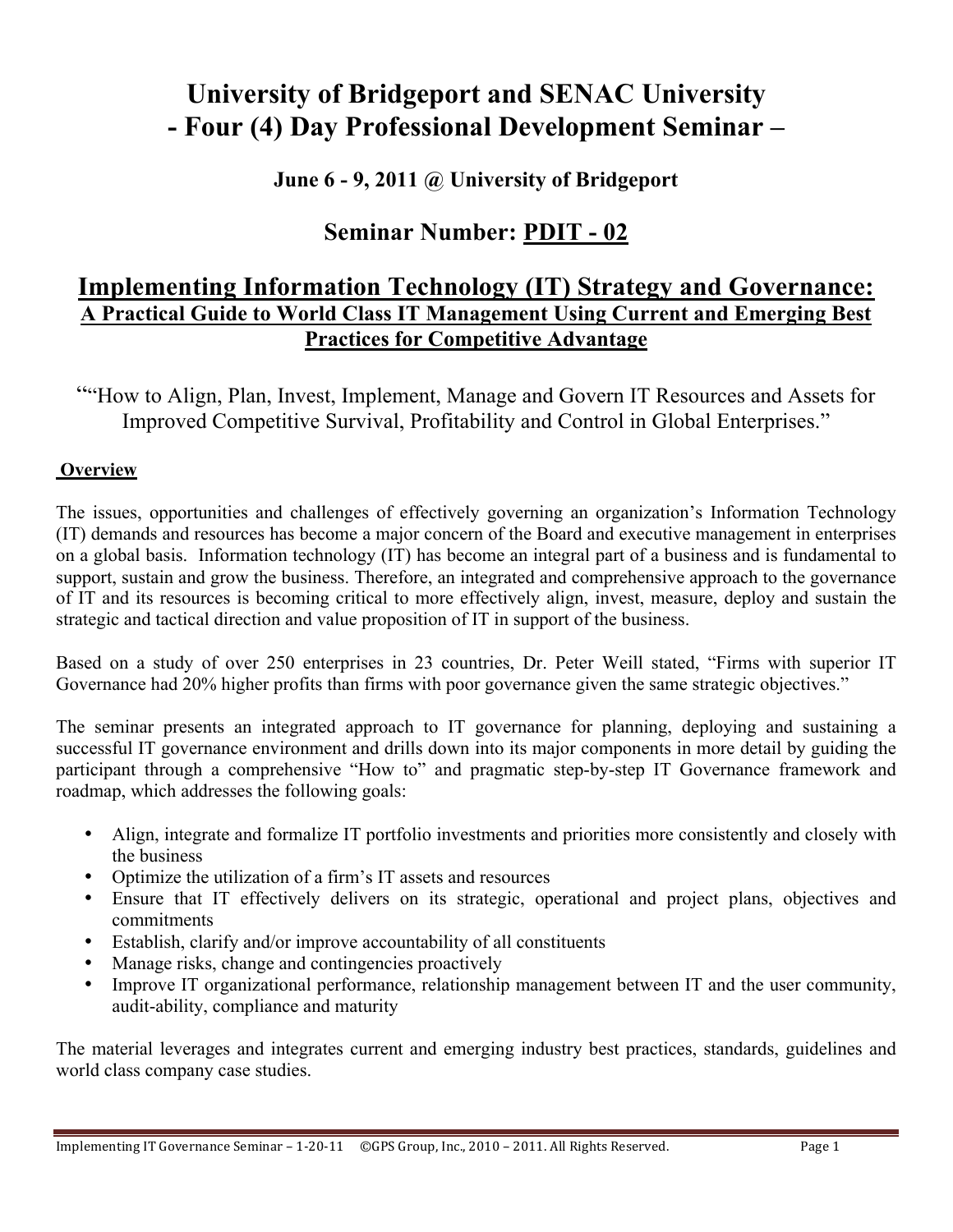# University of Bridgeport and SENAC University
# - Four (4) Day Professional Development Seminar –

### June 6 - 9, 2011 @ University of Bridgeport

## Seminar Number: PDIT - 02

## Implementing Information Technology (IT) Strategy and Governance:
### A Practical Guide to World Class IT Management Using Current and Emerging Best Practices for Competitive Advantage

"“How to Align, Plan, Invest, Implement, Manage and Govern IT Resources and Assets for Improved Competitive Survival, Profitability and Control in Global Enterprises.”

**Overview**

The issues, opportunities and challenges of effectively governing an organization's Information Technology (IT) demands and resources has become a major concern of the Board and executive management in enterprises on a global basis. Information technology (IT) has become an integral part of a business and is fundamental to support, sustain and grow the business. Therefore, an integrated and comprehensive approach to the governance of IT and its resources is becoming critical to more effectively align, invest, measure, deploy and sustain the strategic and tactical direction and value proposition of IT in support of the business.

Based on a study of over 250 enterprises in 23 countries, Dr. Peter Weill stated, “Firms with superior IT Governance had 20% higher profits than firms with poor governance given the same strategic objectives.”

The seminar presents an integrated approach to IT governance for planning, deploying and sustaining a successful IT governance environment and drills down into its major components in more detail by guiding the participant through a comprehensive “How to” and pragmatic step-by-step IT Governance framework and roadmap, which addresses the following goals:

- Align, integrate and formalize IT portfolio investments and priorities more consistently and closely with the business
- Optimize the utilization of a firm's IT assets and resources
- Ensure that IT effectively delivers on its strategic, operational and project plans, objectives and commitments
- Establish, clarify and/or improve accountability of all constituents
- Manage risks, change and contingencies proactively
- Improve IT organizational performance, relationship management between IT and the user community, audit-ability, compliance and maturity

The material leverages and integrates current and emerging industry best practices, standards, guidelines and world class company case studies.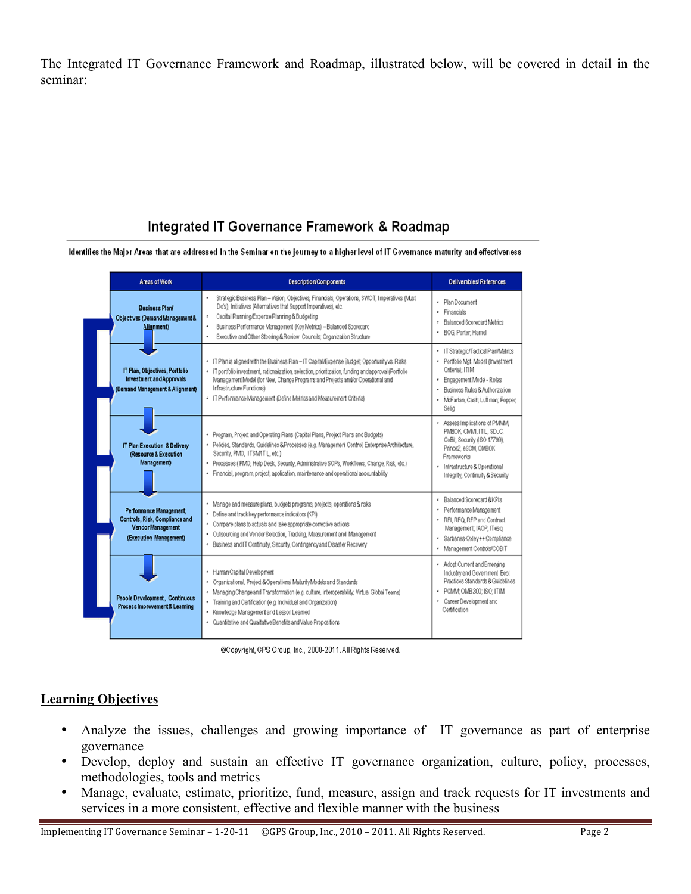The Integrated IT Governance Framework and Roadmap, illustrated below, will be covered in detail in the seminar:

## Integrated IT Governance Framework & Roadmap

Identifies the Major Areas that are addressed In the Seminar on the journey to a higher level of IT Governance maturity and effectiveness

| Areas of Work | Description/Components | Deliverables/References |
|---|---|---|
| Business Plan/ Objectives (Demand Management & Alignment) | • Strategic Business Plan – Vision, Objectives, Financials, Operations, SWOT, Imperatives (Must Do's), Initiatives (Alternatives that Support Imperatives), etc.<br>• Capital Planning/Expense Planning & Budgeting<br>• Business Performance Management (Key Metrics) – Balanced Scorecard<br>• Executive and Other Steering & Review Councils, Organization Structure | • Plan Document<br>• Financials<br>• Balanced Scorecard Metrics<br>• BCG, Porter, Hamel |
| IT Plan, Objectives, Portfolio Investment and Approvals (Demand Management & Alignment) | • IT Plan is aligned with the Business Plan – IT Capital/Expense Budget, Opportunity vs. Risks<br>• IT portfolio investment, rationalization, selection, prioritization, funding and approval (Portfolio Management Model (for New, Change Programs and Projects and/or Operational and Infrastructure Functions)<br>• IT Performance Management (Define Metrics and Measurement Criteria) | • IT Strategic/Tactical Plan/Metrics<br>• Portfolio Mgt. Model (Investment Criteria); ITIM<br>• Engagement Model - Roles<br>• Business Rules & Authorization<br>• McFarlan; Cash; Luftman; Popper, Selig |
| IT Plan Execution & Delivery (Resource & Execution Management) | • Program, Project and Operating Plans (Capital Plans, Project Plans and Budgets)<br>• Policies, Standards, Guidelines & Processes (e.g. Management Control, Enterprise Architecture, Security, PMO, ITSM/ITIL, etc.)<br>• Processes (PMO, Help Desk, Security, Administrative SOPs, Workflows, Change, Risk, etc.)<br>• Financial, program, project, application, maintenance and operational accountability | • Assess Implications of PMMM, PMBOK, CMMI, ITIL, SDLC, CoBit, Security (ISO 17799), Prince2, eSCM, OMBOK Frameworks<br>• Infrastructure & Operational Integrity, Continuity & Security |
| Performance Management, Controls, Risk, Compliance and Vendor Management (Execution Management) | • Manage and measure plans, budgets programs, projects, operations & risks<br>• Define and track key performance indicators (KPI)<br>• Compare plans to actuals and take appropriate corrective actions<br>• Outsourcing and Vendor Selection, Tracking, Measurement and Management<br>• Business and IT Continuity, Security, Contingency and Disaster Recovery | • Balanced Scorecard & KPIs<br>• Performance Management<br>• RFI, RFQ, RFP and Contract Management; IAOP, ITesq<br>• Sarbanes-Oxley++ Compliance<br>• Management Controls/COBIT |
| People Development, Continuous Process Improvement & Learning | • Human Capital Development<br>• Organizational, Project & Operational Maturity Models and Standards<br>• Managing Change and Transformation (e.g. culture, interoperability, Virtual Global Teams)<br>• Training and Certification (e.g. Individual and Organization)<br>• Knowledge Management and Lesson Learned<br>• Quantitative and Qualitative Benefits and Value Propositions | • Adopt Current and Emerging Industry and Government Best Practices Standards & Guidelines<br>• PCMM; OMB300; ISO; ITIM<br>• Career Development and Certification |

©Copyright, GPS Group, Inc., 2008-2011. All Rights Reserved.

## Learning Objectives

- Analyze the issues, challenges and growing importance of IT governance as part of enterprise governance
- Develop, deploy and sustain an effective IT governance organization, culture, policy, processes, methodologies, tools and metrics
- Manage, evaluate, estimate, prioritize, fund, measure, assign and track requests for IT investments and services in a more consistent, effective and flexible manner with the business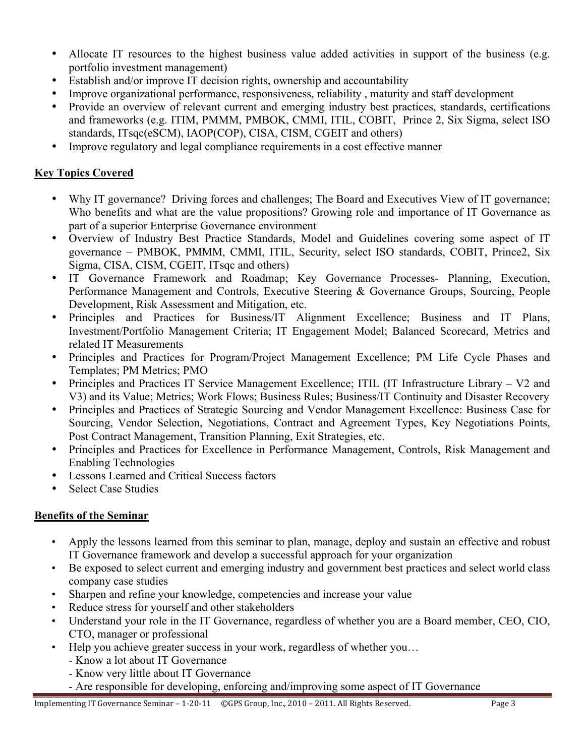- Allocate IT resources to the highest business value added activities in support of the business (e.g. portfolio investment management)
- Establish and/or improve IT decision rights, ownership and accountability
- Improve organizational performance, responsiveness, reliability , maturity and staff development
- Provide an overview of relevant current and emerging industry best practices, standards, certifications and frameworks (e.g. ITIM, PMMM, PMBOK, CMMI, ITIL, COBIT, Prince 2, Six Sigma, select ISO standards, ITsqc(eSCM), IAOP(COP), CISA, CISM, CGEIT and others)
- Improve regulatory and legal compliance requirements in a cost effective manner

## Key Topics Covered

- Why IT governance? Driving forces and challenges; The Board and Executives View of IT governance; Who benefits and what are the value propositions? Growing role and importance of IT Governance as part of a superior Enterprise Governance environment
- Overview of Industry Best Practice Standards, Model and Guidelines covering some aspect of IT governance – PMBOK, PMMM, CMMI, ITIL, Security, select ISO standards, COBIT, Prince2, Six Sigma, CISA, CISM, CGEIT, ITsqc and others)
- IT Governance Framework and Roadmap; Key Governance Processes- Planning, Execution, Performance Management and Controls, Executive Steering & Governance Groups, Sourcing, People Development, Risk Assessment and Mitigation, etc.
- Principles and Practices for Business/IT Alignment Excellence; Business and IT Plans, Investment/Portfolio Management Criteria; IT Engagement Model; Balanced Scorecard, Metrics and related IT Measurements
- Principles and Practices for Program/Project Management Excellence; PM Life Cycle Phases and Templates; PM Metrics; PMO
- Principles and Practices IT Service Management Excellence; ITIL (IT Infrastructure Library – V2 and V3) and its Value; Metrics; Work Flows; Business Rules; Business/IT Continuity and Disaster Recovery
- Principles and Practices of Strategic Sourcing and Vendor Management Excellence: Business Case for Sourcing, Vendor Selection, Negotiations, Contract and Agreement Types, Key Negotiations Points, Post Contract Management, Transition Planning, Exit Strategies, etc.
- Principles and Practices for Excellence in Performance Management, Controls, Risk Management and Enabling Technologies
- Lessons Learned and Critical Success factors
- Select Case Studies

## Benefits of the Seminar

- Apply the lessons learned from this seminar to plan, manage, deploy and sustain an effective and robust IT Governance framework and develop a successful approach for your organization
- Be exposed to select current and emerging industry and government best practices and select world class company case studies
- Sharpen and refine your knowledge, competencies and increase your value
- Reduce stress for yourself and other stakeholders
- Understand your role in the IT Governance, regardless of whether you are a Board member, CEO, CIO, CTO, manager or professional
- Help you achieve greater success in your work, regardless of whether you…
  - Know a lot about IT Governance
  - Know very little about IT Governance
  - Are responsible for developing, enforcing and/improving some aspect of IT Governance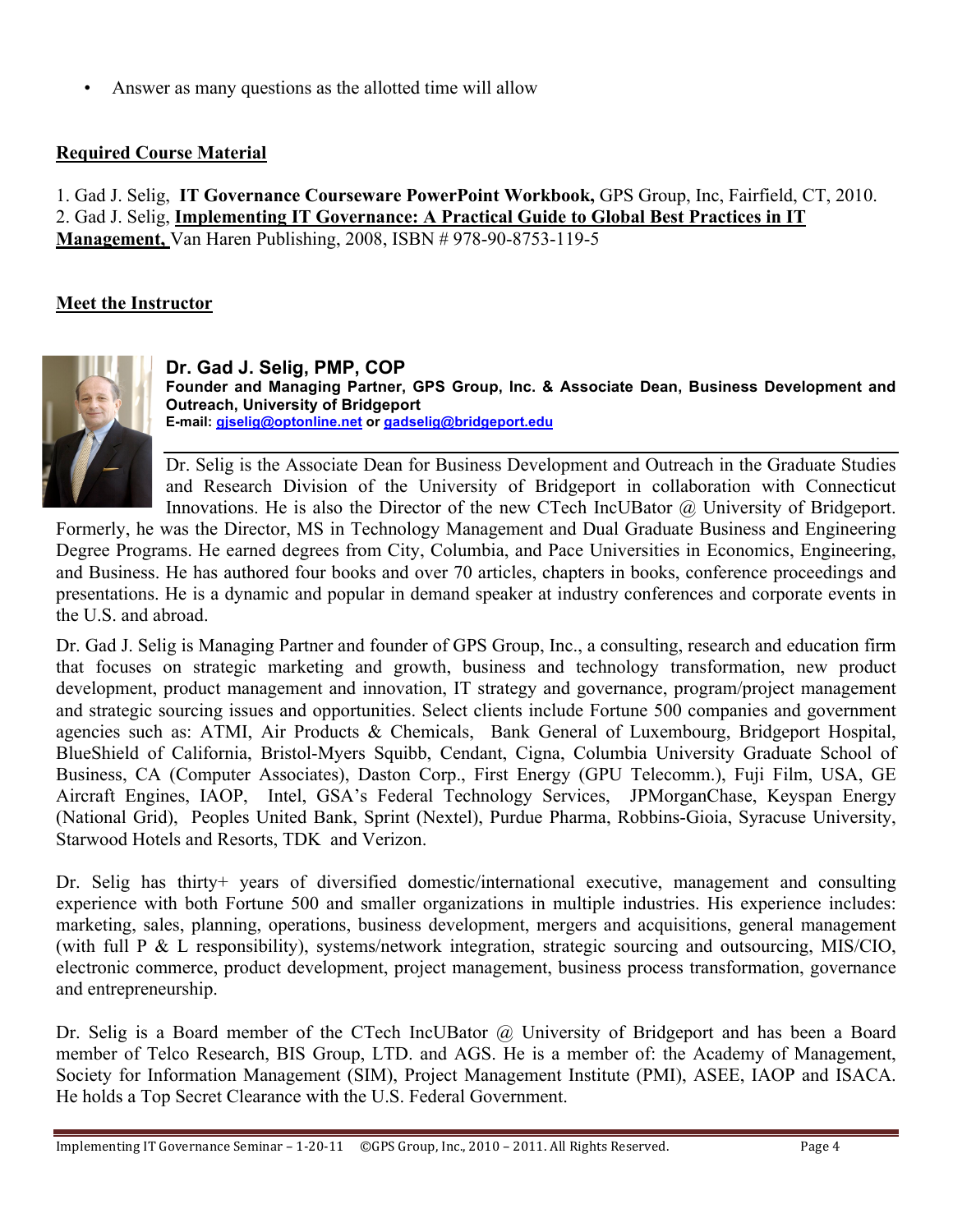- Answer as many questions as the allotted time will allow

## Required Course Material

1. Gad J. Selig, **IT Governance Courseware PowerPoint Workbook,** GPS Group, Inc, Fairfield, CT, 2010.
2. Gad J. Selig, **Implementing IT Governance: A Practical Guide to Global Best Practices in IT Management,** Van Haren Publishing, 2008, ISBN # 978-90-8753-119-5

## Meet the Instructor

**Dr. Gad J. Selig, PMP, COP**
**Founder and Managing Partner, GPS Group, Inc. & Associate Dean, Business Development and Outreach, University of Bridgeport**
**E-mail: gjselig@optonline.net or gadselig@bridgeport.edu**

Dr. Selig is the Associate Dean for Business Development and Outreach in the Graduate Studies and Research Division of the University of Bridgeport in collaboration with Connecticut Innovations. He is also the Director of the new CTech IncUBator @ University of Bridgeport. Formerly, he was the Director, MS in Technology Management and Dual Graduate Business and Engineering Degree Programs. He earned degrees from City, Columbia, and Pace Universities in Economics, Engineering, and Business. He has authored four books and over 70 articles, chapters in books, conference proceedings and presentations. He is a dynamic and popular in demand speaker at industry conferences and corporate events in the U.S. and abroad.

Dr. Gad J. Selig is Managing Partner and founder of GPS Group, Inc., a consulting, research and education firm that focuses on strategic marketing and growth, business and technology transformation, new product development, product management and innovation, IT strategy and governance, program/project management and strategic sourcing issues and opportunities. Select clients include Fortune 500 companies and government agencies such as: ATMI, Air Products & Chemicals, Bank General of Luxembourg, Bridgeport Hospital, BlueShield of California, Bristol-Myers Squibb, Cendant, Cigna, Columbia University Graduate School of Business, CA (Computer Associates), Daston Corp., First Energy (GPU Telecomm.), Fuji Film, USA, GE Aircraft Engines, IAOP, Intel, GSA's Federal Technology Services, JPMorganChase, Keyspan Energy (National Grid), Peoples United Bank, Sprint (Nextel), Purdue Pharma, Robbins-Gioia, Syracuse University, Starwood Hotels and Resorts, TDK and Verizon.

Dr. Selig has thirty+ years of diversified domestic/international executive, management and consulting experience with both Fortune 500 and smaller organizations in multiple industries. His experience includes: marketing, sales, planning, operations, business development, mergers and acquisitions, general management (with full P & L responsibility), systems/network integration, strategic sourcing and outsourcing, MIS/CIO, electronic commerce, product development, project management, business process transformation, governance and entrepreneurship.

Dr. Selig is a Board member of the CTech IncUBator @ University of Bridgeport and has been a Board member of Telco Research, BIS Group, LTD. and AGS. He is a member of: the Academy of Management, Society for Information Management (SIM), Project Management Institute (PMI), ASEE, IAOP and ISACA. He holds a Top Secret Clearance with the U.S. Federal Government.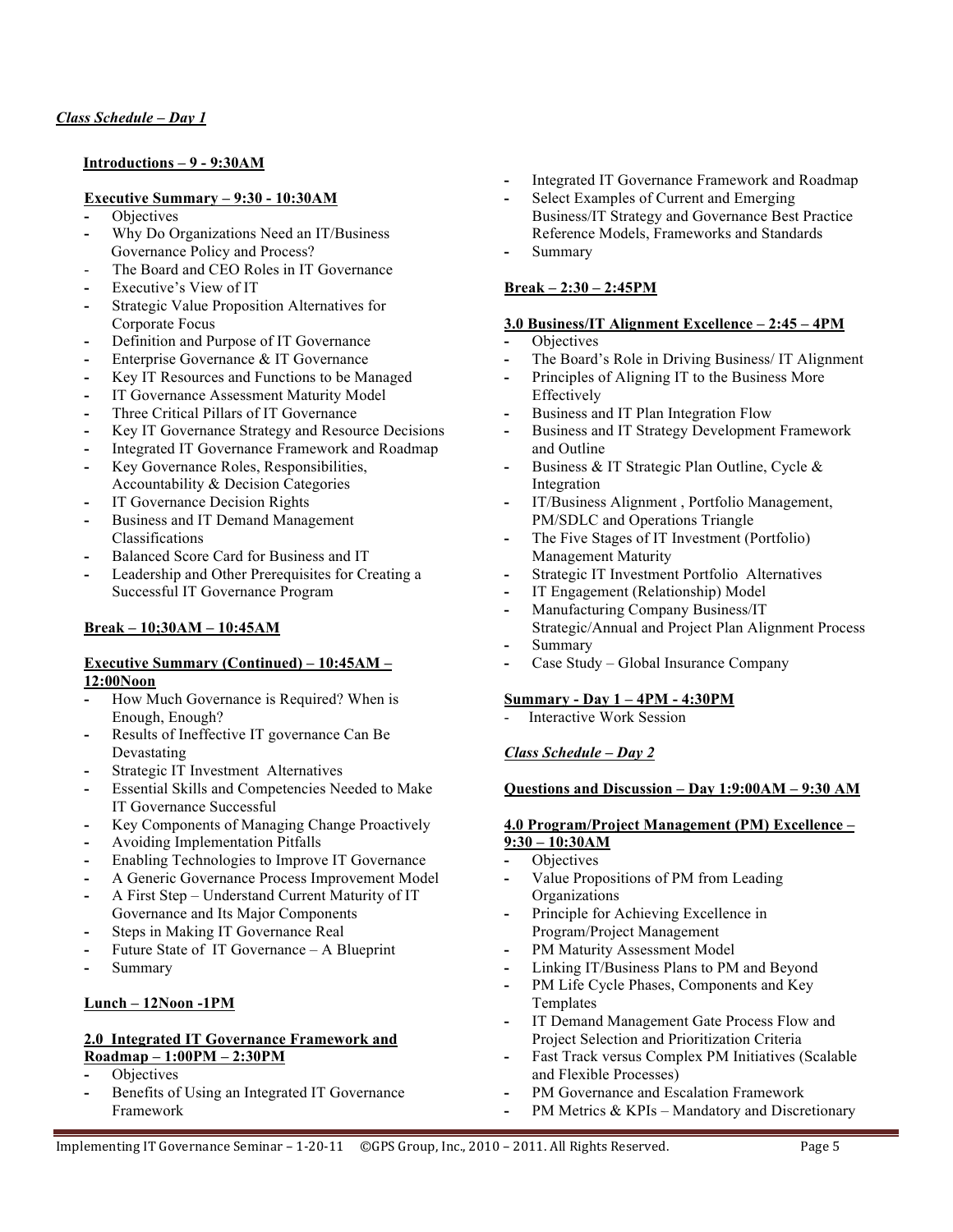***Class Schedule – Day 1***

**Introductions – 9 - 9:30AM**

**Executive Summary – 9:30 - 10:30AM**

- Objectives
- Why Do Organizations Need an IT/Business Governance Policy and Process?
- The Board and CEO Roles in IT Governance
- Executive's View of IT
- Strategic Value Proposition Alternatives for Corporate Focus
- Definition and Purpose of IT Governance
- Enterprise Governance & IT Governance
- Key IT Resources and Functions to be Managed
- IT Governance Assessment Maturity Model
- Three Critical Pillars of IT Governance
- Key IT Governance Strategy and Resource Decisions
- Integrated IT Governance Framework and Roadmap
- Key Governance Roles, Responsibilities, Accountability & Decision Categories
- IT Governance Decision Rights
- Business and IT Demand Management Classifications
- Balanced Score Card for Business and IT
- Leadership and Other Prerequisites for Creating a Successful IT Governance Program

**Break – 10;30AM – 10:45AM**

**Executive Summary (Continued) – 10:45AM – 12:00Noon**

- How Much Governance is Required? When is Enough, Enough?
- Results of Ineffective IT governance Can Be Devastating
- Strategic IT Investment Alternatives
- Essential Skills and Competencies Needed to Make IT Governance Successful
- Key Components of Managing Change Proactively
- Avoiding Implementation Pitfalls
- Enabling Technologies to Improve IT Governance
- A Generic Governance Process Improvement Model
- A First Step – Understand Current Maturity of IT Governance and Its Major Components
- Steps in Making IT Governance Real
- Future State of IT Governance – A Blueprint
- Summary

**Lunch – 12Noon -1PM**

**2.0 Integrated IT Governance Framework and Roadmap – 1:00PM – 2:30PM**

- Objectives
- Benefits of Using an Integrated IT Governance Framework
- Integrated IT Governance Framework and Roadmap
- Select Examples of Current and Emerging Business/IT Strategy and Governance Best Practice Reference Models, Frameworks and Standards
- Summary

**Break – 2:30 – 2:45PM**

**3.0 Business/IT Alignment Excellence – 2:45 – 4PM**

- Objectives
- The Board's Role in Driving Business/ IT Alignment
- Principles of Aligning IT to the Business More Effectively
- Business and IT Plan Integration Flow
- Business and IT Strategy Development Framework and Outline
- Business & IT Strategic Plan Outline, Cycle & Integration
- IT/Business Alignment , Portfolio Management, PM/SDLC and Operations Triangle
- The Five Stages of IT Investment (Portfolio) Management Maturity
- Strategic IT Investment Portfolio Alternatives
- IT Engagement (Relationship) Model
- Manufacturing Company Business/IT Strategic/Annual and Project Plan Alignment Process
- Summary
- Case Study – Global Insurance Company

**Summary - Day 1 – 4PM - 4:30PM**

- Interactive Work Session

***Class Schedule – Day 2***

**Questions and Discussion – Day 1:9:00AM – 9:30 AM**

**4.0 Program/Project Management (PM) Excellence – 9:30 – 10:30AM**

- Objectives
- Value Propositions of PM from Leading Organizations
- Principle for Achieving Excellence in Program/Project Management
- PM Maturity Assessment Model
- Linking IT/Business Plans to PM and Beyond
- PM Life Cycle Phases, Components and Key Templates
- IT Demand Management Gate Process Flow and Project Selection and Prioritization Criteria
- Fast Track versus Complex PM Initiatives (Scalable and Flexible Processes)
- PM Governance and Escalation Framework
- PM Metrics & KPIs – Mandatory and Discretionary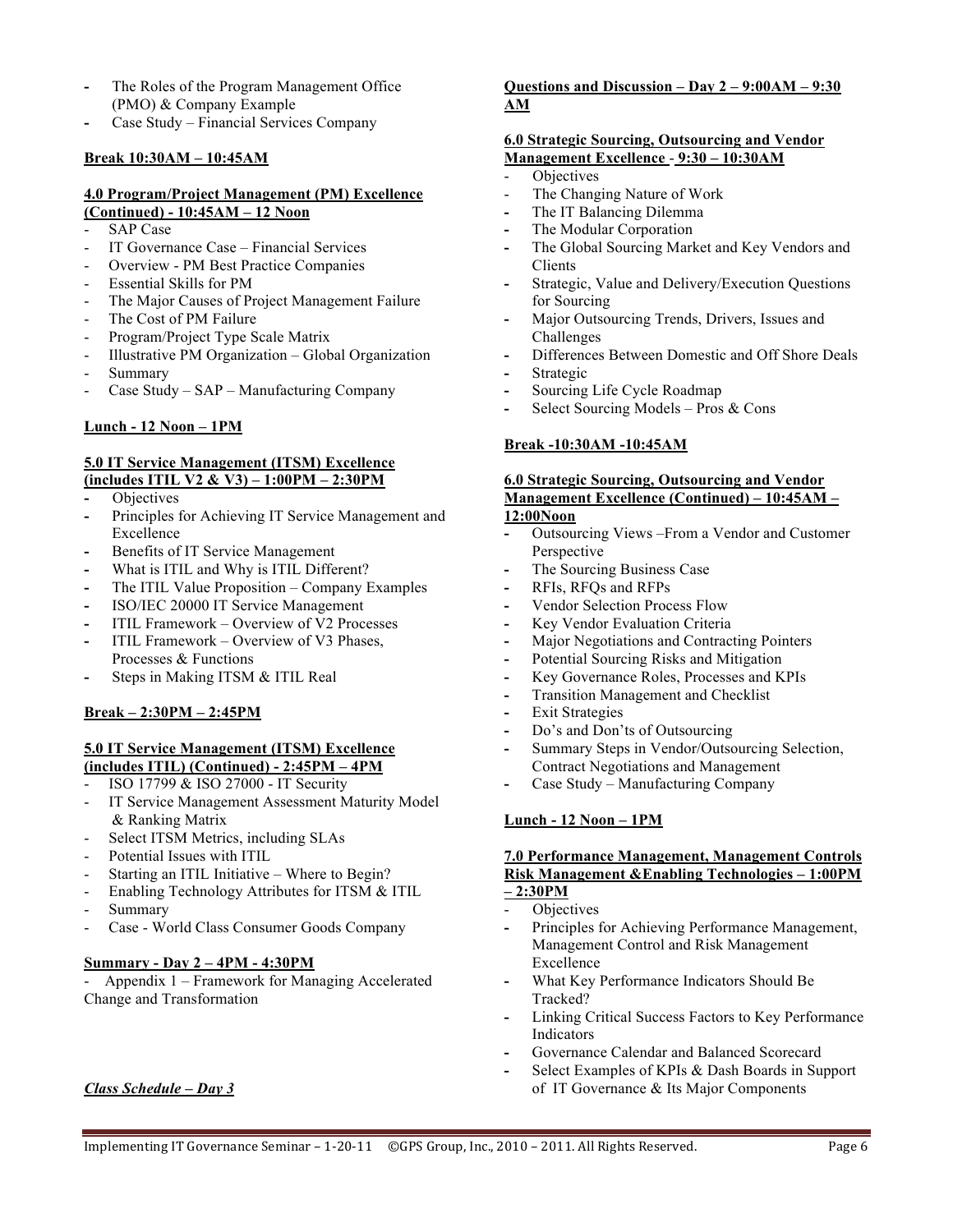- The Roles of the Program Management Office (PMO) & Company Example
- Case Study – Financial Services Company

**Break 10:30AM – 10:45AM**

**4.0 Program/Project Management (PM) Excellence (Continued) - 10:45AM – 12 Noon**

- SAP Case
- IT Governance Case – Financial Services
- Overview - PM Best Practice Companies
- Essential Skills for PM
- The Major Causes of Project Management Failure
- The Cost of PM Failure
- Program/Project Type Scale Matrix
- Illustrative PM Organization – Global Organization
- Summary
- Case Study – SAP – Manufacturing Company

**Lunch - 12 Noon – 1PM**

**5.0 IT Service Management (ITSM) Excellence (includes ITIL V2 & V3) – 1:00PM – 2:30PM**

- Objectives
- Principles for Achieving IT Service Management and Excellence
- Benefits of IT Service Management
- What is ITIL and Why is ITIL Different?
- The ITIL Value Proposition – Company Examples
- ISO/IEC 20000 IT Service Management
- ITIL Framework – Overview of V2 Processes
- ITIL Framework – Overview of V3 Phases, Processes & Functions
- Steps in Making ITSM & ITIL Real

**Break – 2:30PM – 2:45PM**

**5.0 IT Service Management (ITSM) Excellence (includes ITIL) (Continued) - 2:45PM – 4PM**

- ISO 17799 & ISO 27000 - IT Security
- IT Service Management Assessment Maturity Model & Ranking Matrix
- Select ITSM Metrics, including SLAs
- Potential Issues with ITIL
- Starting an ITIL Initiative – Where to Begin?
- Enabling Technology Attributes for ITSM & ITIL
- Summary
- Case - World Class Consumer Goods Company

**Summary - Day 2 – 4PM - 4:30PM**

- Appendix 1 – Framework for Managing Accelerated Change and Transformation

***Class Schedule – Day 3***

**Questions and Discussion – Day 2 – 9:00AM – 9:30 AM**

**6.0 Strategic Sourcing, Outsourcing and Vendor Management Excellence - 9:30 – 10:30AM**

- Objectives
- The Changing Nature of Work
- The IT Balancing Dilemma
- The Modular Corporation
- The Global Sourcing Market and Key Vendors and Clients
- Strategic, Value and Delivery/Execution Questions for Sourcing
- Major Outsourcing Trends, Drivers, Issues and Challenges
- Differences Between Domestic and Off Shore Deals
- Strategic
- Sourcing Life Cycle Roadmap
- Select Sourcing Models – Pros & Cons

**Break -10:30AM -10:45AM**

**6.0 Strategic Sourcing, Outsourcing and Vendor Management Excellence (Continued) – 10:45AM – 12:00Noon**

- Outsourcing Views –From a Vendor and Customer Perspective
- The Sourcing Business Case
- RFIs, RFQs and RFPs
- Vendor Selection Process Flow
- Key Vendor Evaluation Criteria
- Major Negotiations and Contracting Pointers
- Potential Sourcing Risks and Mitigation
- Key Governance Roles, Processes and KPIs
- Transition Management and Checklist
- Exit Strategies
- Do's and Don'ts of Outsourcing
- Summary Steps in Vendor/Outsourcing Selection, Contract Negotiations and Management
- Case Study – Manufacturing Company

**Lunch - 12 Noon – 1PM**

**7.0 Performance Management, Management Controls Risk Management &Enabling Technologies – 1:00PM – 2:30PM**

- Objectives
- Principles for Achieving Performance Management, Management Control and Risk Management Excellence
- What Key Performance Indicators Should Be Tracked?
- Linking Critical Success Factors to Key Performance Indicators
- Governance Calendar and Balanced Scorecard
- Select Examples of KPIs & Dash Boards in Support of IT Governance & Its Major Components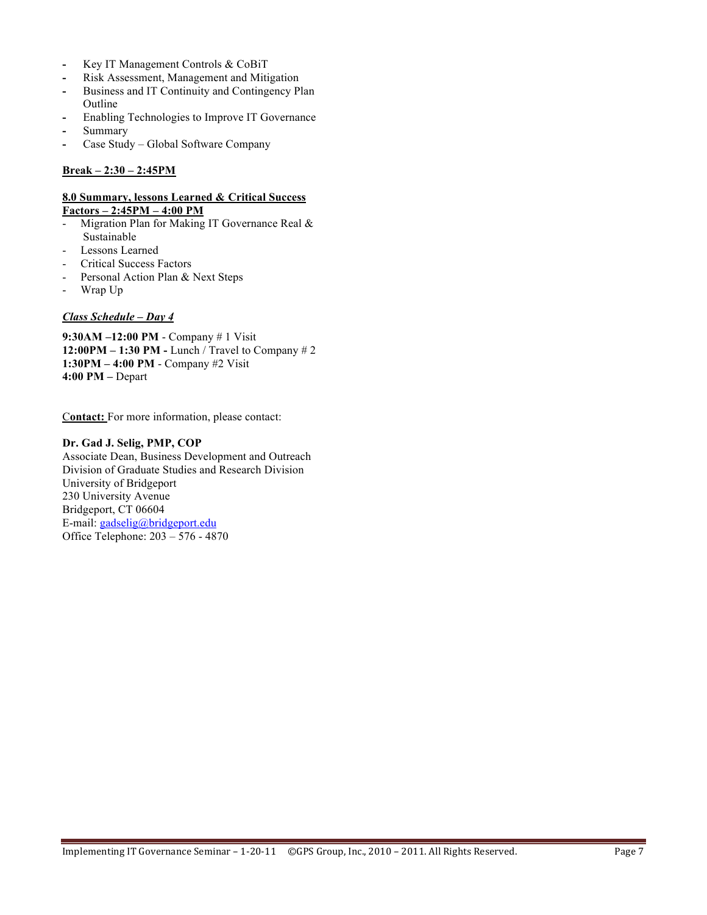- Key IT Management Controls & CoBiT
- Risk Assessment, Management and Mitigation
- Business and IT Continuity and Contingency Plan Outline
- Enabling Technologies to Improve IT Governance
- Summary
- Case Study – Global Software Company

**Break – 2:30 – 2:45PM**

**8.0 Summary, lessons Learned & Critical Success Factors – 2:45PM – 4:00 PM**

- Migration Plan for Making IT Governance Real & Sustainable
- Lessons Learned
- Critical Success Factors
- Personal Action Plan & Next Steps
- Wrap Up

***Class Schedule – Day 4***

**9:30AM –12:00 PM** - Company # 1 Visit
**12:00PM – 1:30 PM -** Lunch / Travel to Company # 2
**1:30PM – 4:00 PM** - Company #2 Visit
**4:00 PM –** Depart

**Contact:** For more information, please contact:

**Dr. Gad J. Selig, PMP, COP**
Associate Dean, Business Development and Outreach
Division of Graduate Studies and Research Division
University of Bridgeport
230 University Avenue
Bridgeport, CT 06604
E-mail: gadselig@bridgeport.edu
Office Telephone: 203 – 576 - 4870